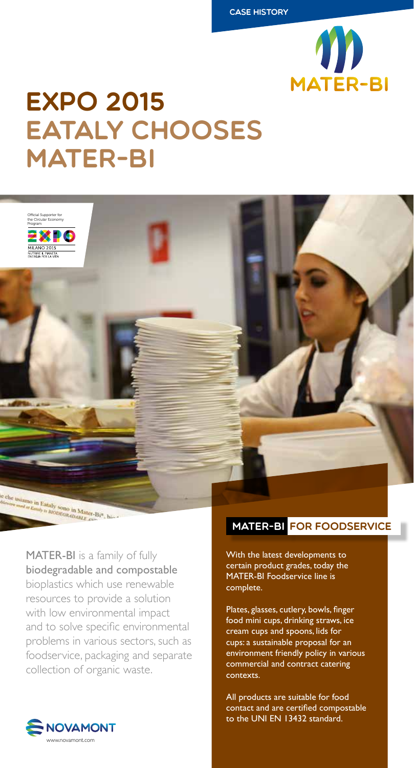CASE HISTORY

MATER-BI

# EXPO 2015 EATALY CHOOSES MATER-BI

Official Supporter for the Circular Economy Program

EXPO MILANO 2015 NUTRIRE IL PIANETA ENERGIA PER LA VITA

MATER-BI is a family of fully biodegradable and compostable bioplastics which use renewable resources to provide a solution with low environmental impact and to solve specific environmental problems in various sectors, such as foodservice, packaging and separate collection of organic waste.

## MATER-BI FOR FOODSERVICE

With the latest developments to certain product grades, today the MATER-BI Foodservice line is complete.

Plates, glasses, cutlery, bowls, finger food mini cups, drinking straws, ice cream cups and spoons, lids for cups: a sustainable proposal for an environment friendly policy in various commercial and contract catering contexts.

All products are suitable for food contact and are certified compostable to the UNI EN 13432 standard.

NOVAMONT
www.novamont.com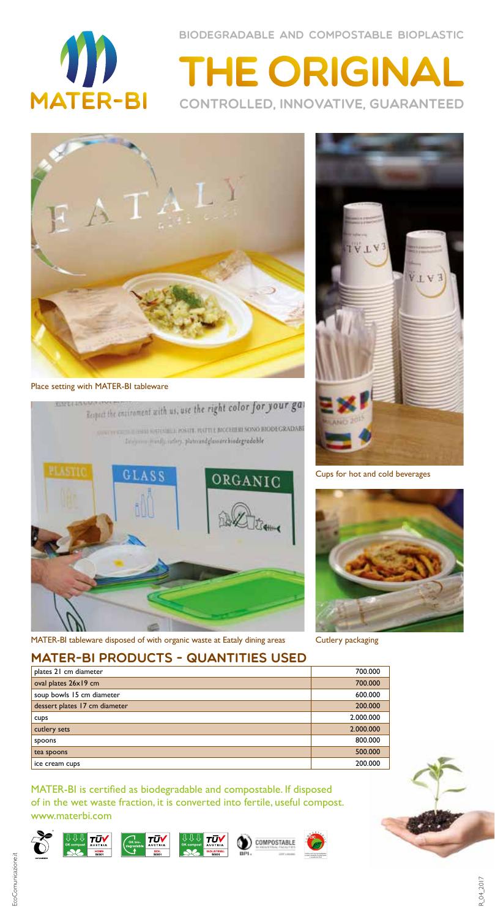BIODEGRADABLE AND COMPOSTABLE BIOPLASTIC

# THE ORIGINAL

## CONTROLLED, INNOVATIVE, GUARANTEED

Place setting with MATER-BI tableware

Cups for hot and cold beverages

MATER-BI tableware disposed of with organic waste at Eataly dining areas

Cutlery packaging

## MATER-BI PRODUCTS - QUANTITIES USED

| | |
|---|---|
| plates 21 cm diameter | 700.000 |
| oval plates 26x19 cm | 700.000 |
| soup bowls 15 cm diameter | 600.000 |
| dessert plates 17 cm diameter | 200.000 |
| cups | 2.000.000 |
| cutlery sets | 2.000.000 |
| spoons | 800.000 |
| tea spoons | 500.000 |
| ice cream cups | 200.000 |

MATER-BI is certified as biodegradable and compostable. If disposed of in the wet waste fraction, it is converted into fertile, useful compost.
www.materbi.com